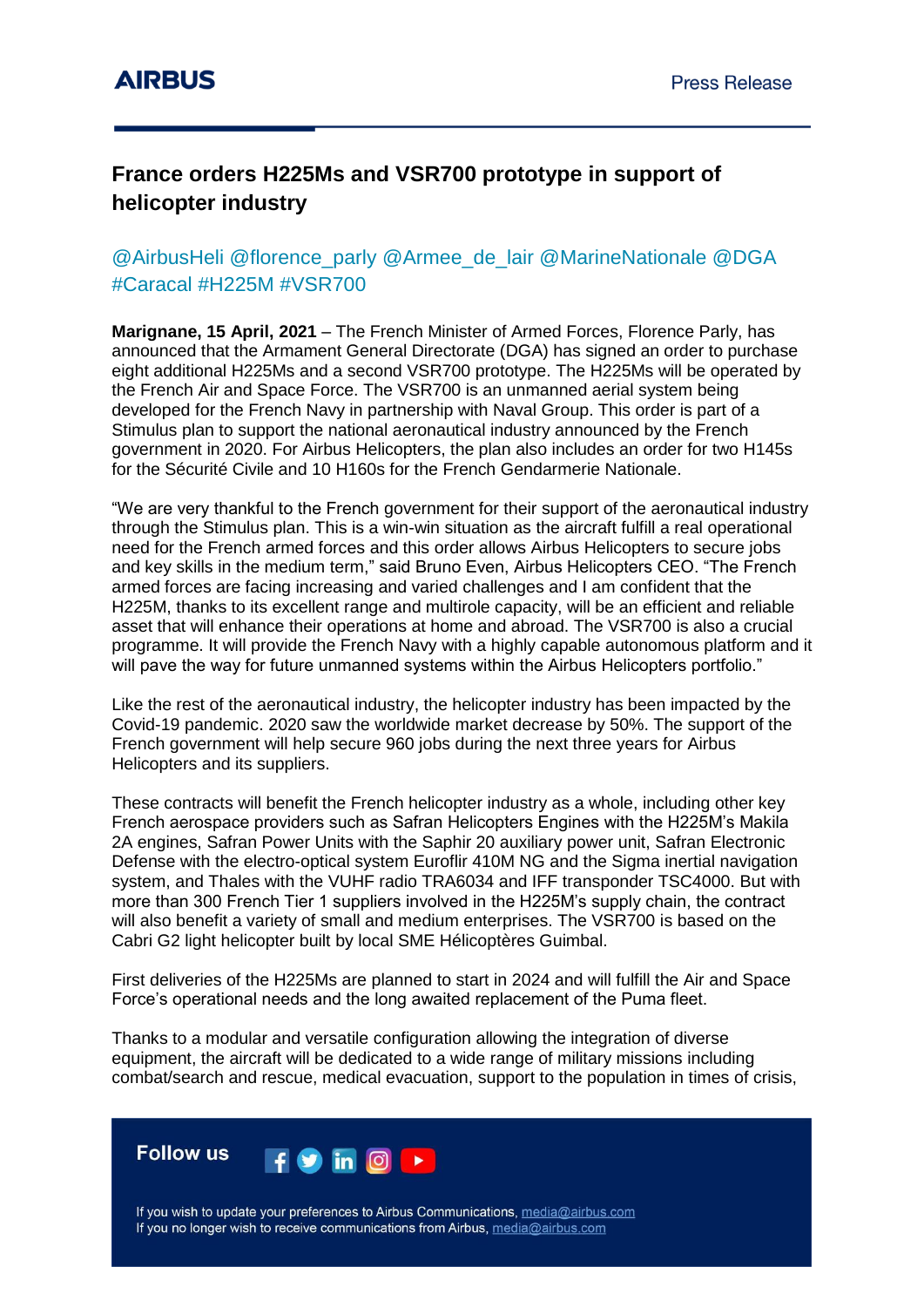# France orders H225Ms and VSR700 prototype in support of helicopter industry

@AirbusHeli @florence_parly @Armee_de_lair @MarineNationale @DGA #Caracal #H225M #VSR700

**Marignane, 15 April, 2021** – The French Minister of Armed Forces, Florence Parly, has announced that the Armament General Directorate (DGA) has signed an order to purchase eight additional H225Ms and a second VSR700 prototype. The H225Ms will be operated by the French Air and Space Force. The VSR700 is an unmanned aerial system being developed for the French Navy in partnership with Naval Group. This order is part of a Stimulus plan to support the national aeronautical industry announced by the French government in 2020. For Airbus Helicopters, the plan also includes an order for two H145s for the Sécurité Civile and 10 H160s for the French Gendarmerie Nationale.

"We are very thankful to the French government for their support of the aeronautical industry through the Stimulus plan. This is a win-win situation as the aircraft fulfill a real operational need for the French armed forces and this order allows Airbus Helicopters to secure jobs and key skills in the medium term," said Bruno Even, Airbus Helicopters CEO. "The French armed forces are facing increasing and varied challenges and I am confident that the H225M, thanks to its excellent range and multirole capacity, will be an efficient and reliable asset that will enhance their operations at home and abroad. The VSR700 is also a crucial programme. It will provide the French Navy with a highly capable autonomous platform and it will pave the way for future unmanned systems within the Airbus Helicopters portfolio."

Like the rest of the aeronautical industry, the helicopter industry has been impacted by the Covid-19 pandemic. 2020 saw the worldwide market decrease by 50%. The support of the French government will help secure 960 jobs during the next three years for Airbus Helicopters and its suppliers.

These contracts will benefit the French helicopter industry as a whole, including other key French aerospace providers such as Safran Helicopters Engines with the H225M's Makila 2A engines, Safran Power Units with the Saphir 20 auxiliary power unit, Safran Electronic Defense with the electro-optical system Euroflir 410M NG and the Sigma inertial navigation system, and Thales with the VUHF radio TRA6034 and IFF transponder TSC4000. But with more than 300 French Tier 1 suppliers involved in the H225M's supply chain, the contract will also benefit a variety of small and medium enterprises. The VSR700 is based on the Cabri G2 light helicopter built by local SME Hélicoptères Guimbal.

First deliveries of the H225Ms are planned to start in 2024 and will fulfill the Air and Space Force's operational needs and the long awaited replacement of the Puma fleet.

Thanks to a modular and versatile configuration allowing the integration of diverse equipment, the aircraft will be dedicated to a wide range of military missions including combat/search and rescue, medical evacuation, support to the population in times of crisis,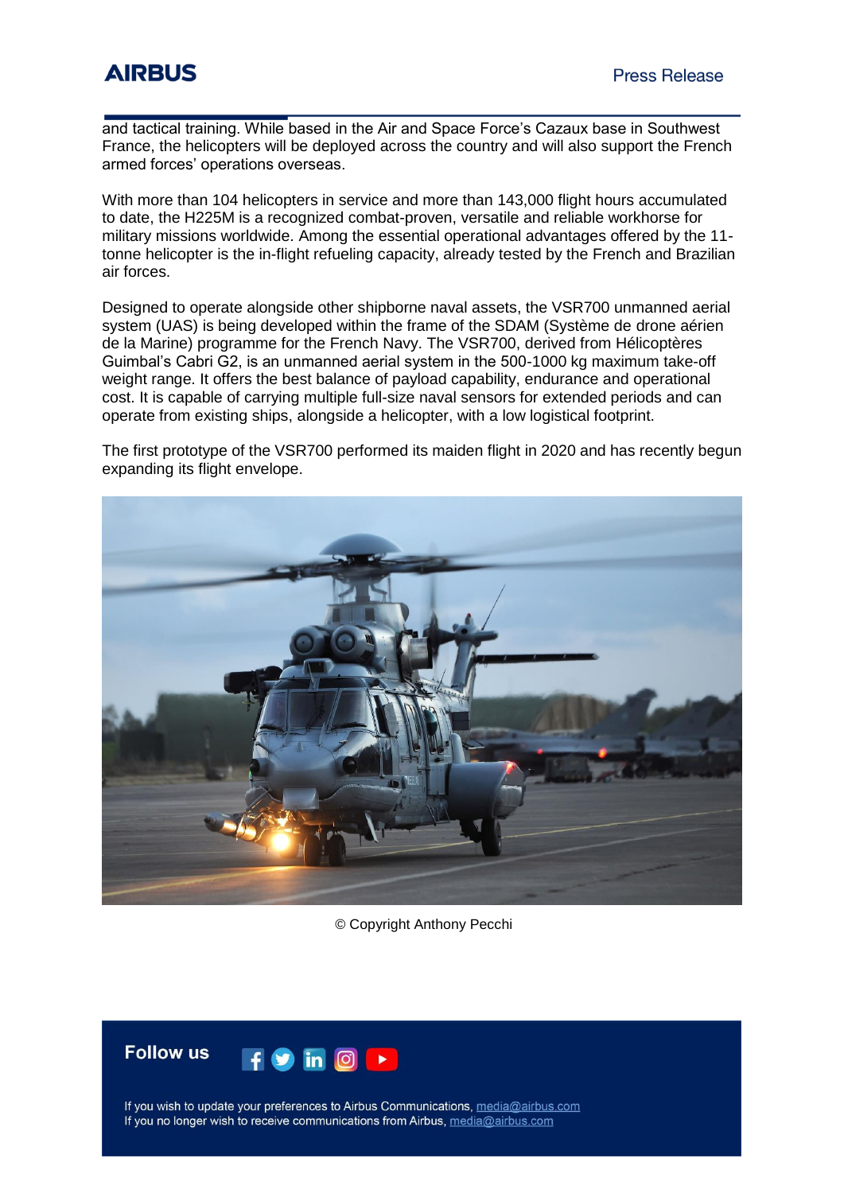and tactical training. While based in the Air and Space Force's Cazaux base in Southwest France, the helicopters will be deployed across the country and will also support the French armed forces' operations overseas.

With more than 104 helicopters in service and more than 143,000 flight hours accumulated to date, the H225M is a recognized combat-proven, versatile and reliable workhorse for military missions worldwide. Among the essential operational advantages offered by the 11-tonne helicopter is the in-flight refueling capacity, already tested by the French and Brazilian air forces.

Designed to operate alongside other shipborne naval assets, the VSR700 unmanned aerial system (UAS) is being developed within the frame of the SDAM (Système de drone aérien de la Marine) programme for the French Navy. The VSR700, derived from Hélicoptères Guimbal's Cabri G2, is an unmanned aerial system in the 500-1000 kg maximum take-off weight range. It offers the best balance of payload capability, endurance and operational cost. It is capable of carrying multiple full-size naval sensors for extended periods and can operate from existing ships, alongside a helicopter, with a low logistical footprint.

The first prototype of the VSR700 performed its maiden flight in 2020 and has recently begun expanding its flight envelope.

© Copyright Anthony Pecchi

**Follow us**

If you wish to update your preferences to Airbus Communications, media@airbus.com
If you no longer wish to receive communications from Airbus, media@airbus.com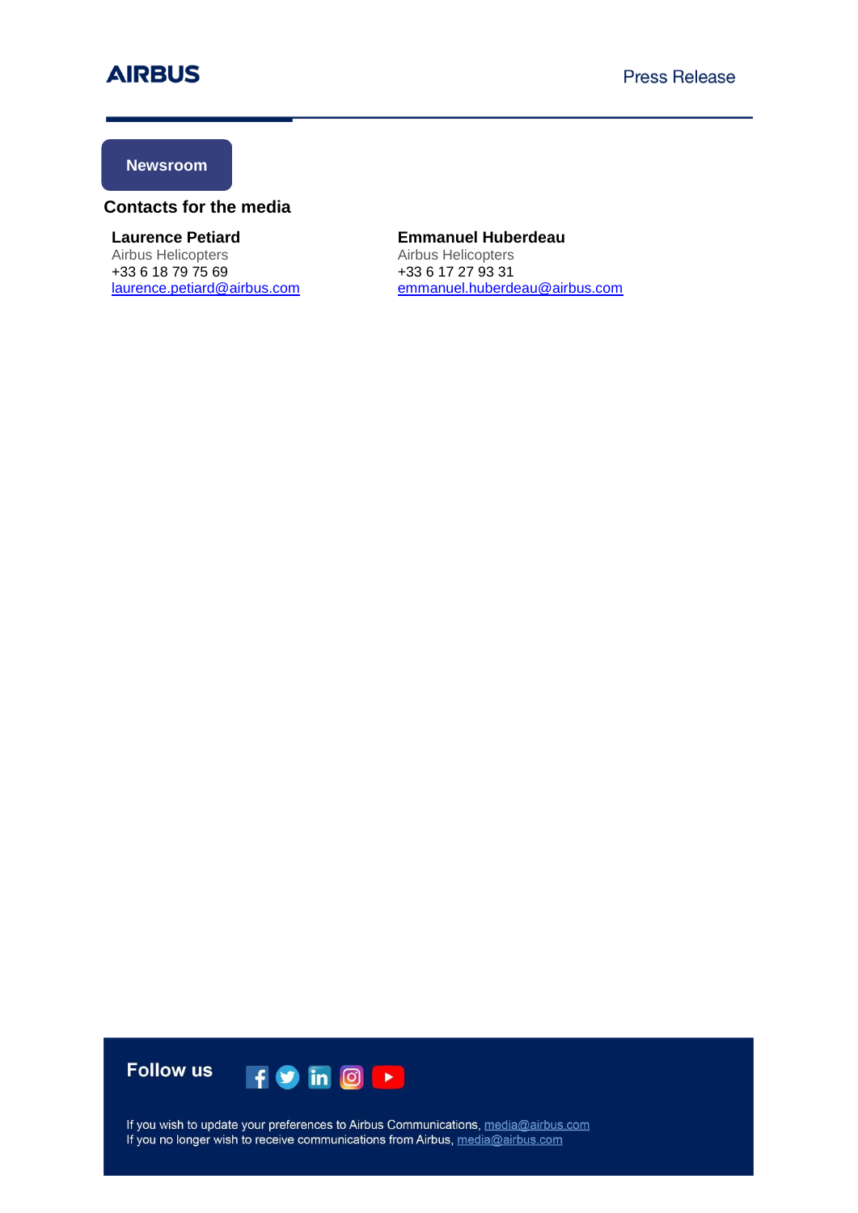Newsroom

## Contacts for the media

**Laurence Petiard**
Airbus Helicopters
+33 6 18 79 75 69
laurence.petiard@airbus.com

**Emmanuel Huberdeau**
Airbus Helicopters
+33 6 17 27 93 31
emmanuel.huberdeau@airbus.com

**Follow us**

If you wish to update your preferences to Airbus Communications, media@airbus.com
If you no longer wish to receive communications from Airbus, media@airbus.com